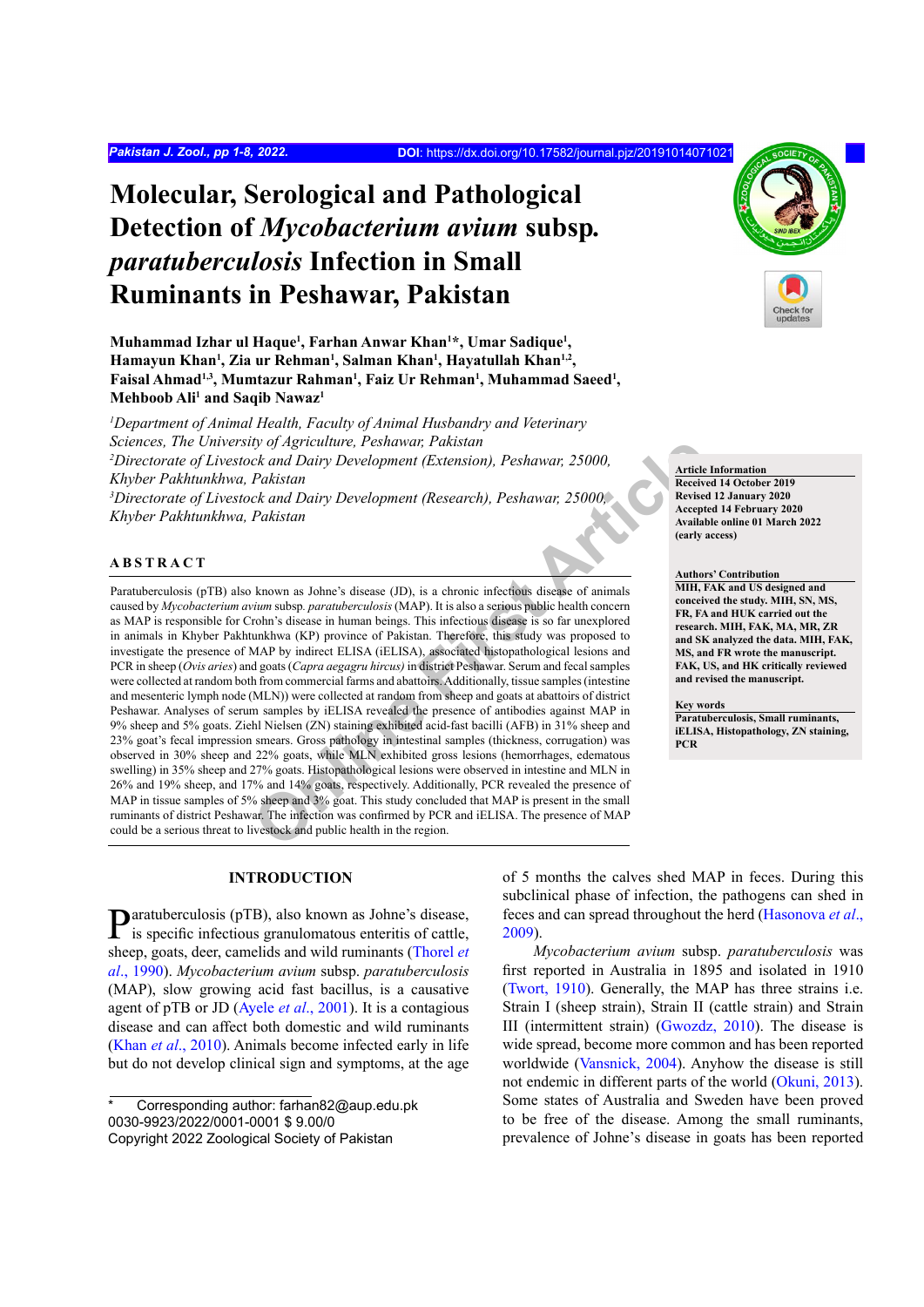# Molecular, Serological and Pathological Detection of *Mycobacterium avium* subsp. *paratuberculosis* Infection in Small Ruminants in Peshawar, Pakistan

**Muhammad Izhar ul Haque[1], Farhan Anwar Khan[1]*, Umar Sadique[1], Hamayun Khan[1], Zia ur Rehman[1], Salman Khan[1], Hayatullah Khan[1,2], Faisal Ahmad[1,3], Mumtazur Rahman[1], Faiz Ur Rehman[1], Muhammad Saeed[1], Mehboob Ali[1] and Saqib Nawaz[1]**

[1]*Department of Animal Health, Faculty of Animal Husbandry and Veterinary Sciences, The University of Agriculture, Peshawar, Pakistan*
[2]*Directorate of Livestock and Dairy Development (Extension), Peshawar, 25000, Khyber Pakhtunkhwa, Pakistan*
[3]*Directorate of Livestock and Dairy Development (Research), Peshawar, 25000, Khyber Pakhtunkhwa, Pakistan*

**Article Information**
Received 14 October 2019
Revised 12 January 2020
Accepted 14 February 2020
Available online 01 March 2022 (early access)

**Authors' Contribution**
MIH, FAK and US designed and conceived the study. MIH, SN, MS, FR, FA and HUK carried out the research. MIH, FAK, MA, MR, ZR and SK analyzed the data. MIH, FAK, MS, and FR wrote the manuscript. FAK, US, and HK critically reviewed and revised the manuscript.

**Key words**
Paratuberculosis, Small ruminants, iELISA, Histopathology, ZN staining, PCR

## ABSTRACT

Paratuberculosis (pTB) also known as Johne's disease (JD), is a chronic infectious disease of animals caused by *Mycobacterium avium* subsp. *paratuberculosis* (MAP). It is also a serious public health concern as MAP is responsible for Crohn's disease in human beings. This infectious disease is so far unexplored in animals in Khyber Pakhtunkhwa (KP) province of Pakistan. Therefore, this study was proposed to investigate the presence of MAP by indirect ELISA (iELISA), associated histopathological lesions and PCR in sheep (*Ovis aries*) and goats (*Capra aegagru hircus)* in district Peshawar. Serum and fecal samples were collected at random both from commercial farms and abattoirs. Additionally, tissue samples (intestine and mesenteric lymph node (MLN)) were collected at random from sheep and goats at abattoirs of district Peshawar. Analyses of serum samples by iELISA revealed the presence of antibodies against MAP in 9% sheep and 5% goats. Ziehl Nielsen (ZN) staining exhibited acid-fast bacilli (AFB) in 31% sheep and 23% goat's fecal impression smears. Gross pathology in intestinal samples (thickness, corrugation) was observed in 30% sheep and 22% goats, while MLN exhibited gross lesions (hemorrhages, edematous swelling) in 35% sheep and 27% goats. Histopathological lesions were observed in intestine and MLN in 26% and 19% sheep, and 17% and 14% goats, respectively. Additionally, PCR revealed the presence of MAP in tissue samples of 5% sheep and 3% goat. This study concluded that MAP is present in the small ruminants of district Peshawar. The infection was confirmed by PCR and iELISA. The presence of MAP could be a serious threat to livestock and public health in the region.

## INTRODUCTION

Paratuberculosis (pTB), also known as Johne's disease, is specific infectious granulomatous enteritis of cattle, sheep, goats, deer, camelids and wild ruminants (Thorel *et al*., 1990). *Mycobacterium avium* subsp. *paratuberculosis* (MAP), slow growing acid fast bacillus, is a causative agent of pTB or JD (Ayele *et al*., 2001). It is a contagious disease and can affect both domestic and wild ruminants (Khan *et al*., 2010). Animals become infected early in life but do not develop clinical sign and symptoms, at the age of 5 months the calves shed MAP in feces. During this subclinical phase of infection, the pathogens can shed in feces and can spread throughout the herd (Hasonova *et al*., 2009).

*Mycobacterium avium* subsp. *paratuberculosis* was first reported in Australia in 1895 and isolated in 1910 (Twort, 1910). Generally, the MAP has three strains i.e. Strain I (sheep strain), Strain II (cattle strain) and Strain III (intermittent strain) (Gwozdz, 2010). The disease is wide spread, become more common and has been reported worldwide (Vansnick, 2004). Anyhow the disease is still not endemic in different parts of the world (Okuni, 2013). Some states of Australia and Sweden have been proved to be free of the disease. Among the small ruminants, prevalence of Johne's disease in goats has been reported

\* Corresponding author: farhan82@aup.edu.pk
0030-9923/2022/0001-0001 $ 9.00/0
Copyright 2022 Zoological Society of Pakistan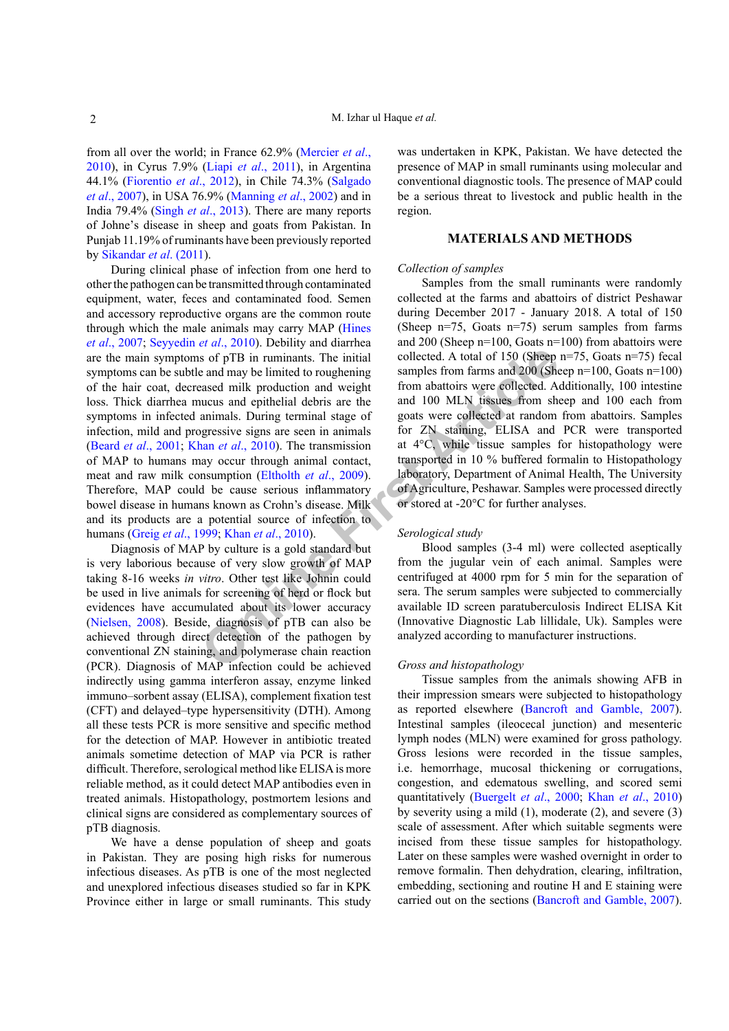from all over the world; in France 62.9% (Mercier *et al*., 2010), in Cyrus 7.9% (Liapi *et al*., 2011), in Argentina 44.1% (Fiorentio *et al*., 2012), in Chile 74.3% (Salgado *et al*., 2007), in USA 76.9% (Manning *et al*., 2002) and in India 79.4% (Singh *et al*., 2013). There are many reports of Johne's disease in sheep and goats from Pakistan. In Punjab 11.19% of ruminants have been previously reported by Sikandar *et al*. (2011).

During clinical phase of infection from one herd to other the pathogen can be transmitted through contaminated equipment, water, feces and contaminated food. Semen and accessory reproductive organs are the common route through which the male animals may carry MAP (Hines *et al*., 2007; Seyyedin *et al*., 2010). Debility and diarrhea are the main symptoms of pTB in ruminants. The initial symptoms can be subtle and may be limited to roughening of the hair coat, decreased milk production and weight loss. Thick diarrhea mucus and epithelial debris are the symptoms in infected animals. During terminal stage of infection, mild and progressive signs are seen in animals (Beard *et al*., 2001; Khan *et al*., 2010). The transmission of MAP to humans may occur through animal contact, meat and raw milk consumption (Eltholth *et al*., 2009). Therefore, MAP could be cause serious inflammatory bowel disease in humans known as Crohn's disease. Milk and its products are a potential source of infection to humans (Greig *et al*., 1999; Khan *et al*., 2010).

Diagnosis of MAP by culture is a gold standard but is very laborious because of very slow growth of MAP taking 8-16 weeks *in vitro*. Other test like Johnin could be used in live animals for screening of herd or flock but evidences have accumulated about its lower accuracy (Nielsen, 2008). Beside, diagnosis of pTB can also be achieved through direct detection of the pathogen by conventional ZN staining, and polymerase chain reaction (PCR). Diagnosis of MAP infection could be achieved indirectly using gamma interferon assay, enzyme linked immuno–sorbent assay (ELISA), complement fixation test (CFT) and delayed–type hypersensitivity (DTH). Among all these tests PCR is more sensitive and specific method for the detection of MAP. However in antibiotic treated animals sometime detection of MAP via PCR is rather difficult. Therefore, serological method like ELISA is more reliable method, as it could detect MAP antibodies even in treated animals. Histopathology, postmortem lesions and clinical signs are considered as complementary sources of pTB diagnosis.

We have a dense population of sheep and goats in Pakistan. They are posing high risks for numerous infectious diseases. As pTB is one of the most neglected and unexplored infectious diseases studied so far in KPK Province either in large or small ruminants. This study was undertaken in KPK, Pakistan. We have detected the presence of MAP in small ruminants using molecular and conventional diagnostic tools. The presence of MAP could be a serious threat to livestock and public health in the region.

## MATERIALS AND METHODS

*Collection of samples*

Samples from the small ruminants were randomly collected at the farms and abattoirs of district Peshawar during December 2017 - January 2018. A total of 150 (Sheep n=75, Goats n=75) serum samples from farms and 200 (Sheep n=100, Goats n=100) from abattoirs were collected. A total of 150 (Sheep n=75, Goats n=75) fecal samples from farms and 200 (Sheep n=100, Goats n=100) from abattoirs were collected. Additionally, 100 intestine and 100 MLN tissues from sheep and 100 each from goats were collected at random from abattoirs. Samples for ZN staining, ELISA and PCR were transported at 4°C, while tissue samples for histopathology were transported in 10 % buffered formalin to Histopathology laboratory, Department of Animal Health, The University of Agriculture, Peshawar. Samples were processed directly or stored at -20°C for further analyses.

*Serological study*

Blood samples (3-4 ml) were collected aseptically from the jugular vein of each animal. Samples were centrifuged at 4000 rpm for 5 min for the separation of sera. The serum samples were subjected to commercially available ID screen paratuberculosis Indirect ELISA Kit (Innovative Diagnostic Lab lillidale, Uk). Samples were analyzed according to manufacturer instructions.

*Gross and histopathology*

Tissue samples from the animals showing AFB in their impression smears were subjected to histopathology as reported elsewhere (Bancroft and Gamble, 2007). Intestinal samples (ileocecal junction) and mesenteric lymph nodes (MLN) were examined for gross pathology. Gross lesions were recorded in the tissue samples, i.e. hemorrhage, mucosal thickening or corrugations, congestion, and edematous swelling, and scored semi quantitatively (Buergelt *et al*., 2000; Khan *et al*., 2010) by severity using a mild (1), moderate (2), and severe (3) scale of assessment. After which suitable segments were incised from these tissue samples for histopathology. Later on these samples were washed overnight in order to remove formalin. Then dehydration, clearing, infiltration, embedding, sectioning and routine H and E staining were carried out on the sections (Bancroft and Gamble, 2007).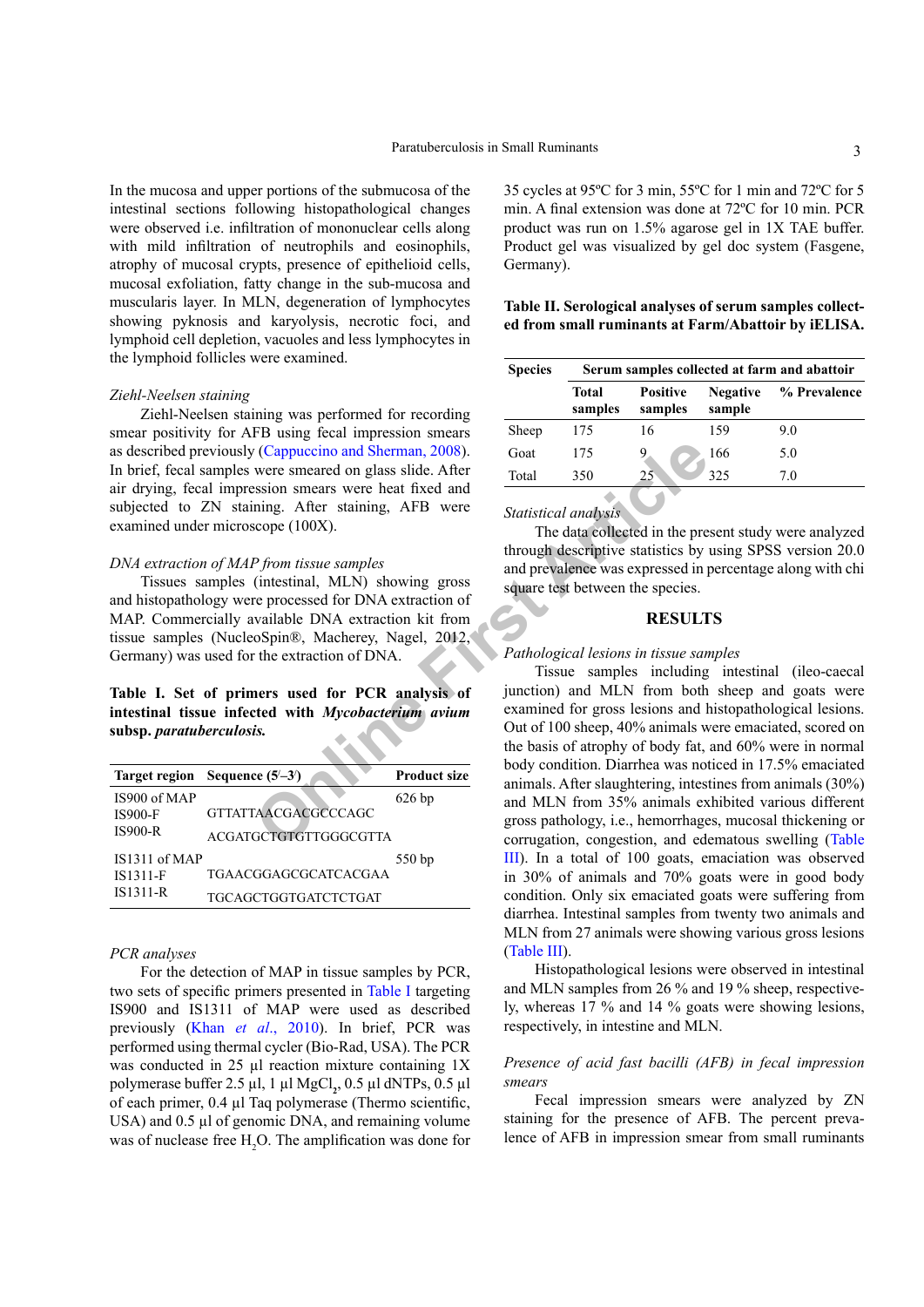In the mucosa and upper portions of the submucosa of the intestinal sections following histopathological changes were observed i.e. infiltration of mononuclear cells along with mild infiltration of neutrophils and eosinophils, atrophy of mucosal crypts, presence of epithelioid cells, mucosal exfoliation, fatty change in the sub-mucosa and muscularis layer. In MLN, degeneration of lymphocytes showing pyknosis and karyolysis, necrotic foci, and lymphoid cell depletion, vacuoles and less lymphocytes in the lymphoid follicles were examined.

*Ziehl-Neelsen staining*

Ziehl-Neelsen staining was performed for recording smear positivity for AFB using fecal impression smears as described previously (Cappuccino and Sherman, 2008). In brief, fecal samples were smeared on glass slide. After air drying, fecal impression smears were heat fixed and subjected to ZN staining. After staining, AFB were examined under microscope (100X).

*DNA extraction of MAP from tissue samples*

Tissues samples (intestinal, MLN) showing gross and histopathology were processed for DNA extraction of MAP. Commercially available DNA extraction kit from tissue samples (NucleoSpin®, Macherey, Nagel, 2012, Germany) was used for the extraction of DNA.

**Table I. Set of primers used for PCR analysis of intestinal tissue infected with *Mycobacterium avium* subsp. *paratuberculosis.***

| Target region | Sequence (5′–3′) | Product size |
|---|---|---|
| IS900 of MAP | | 626 bp |
| IS900-F | GTTATTAACGACGCCCAGC | |
| IS900-R | ACGATGCTGTGTTGGGCGTTA | |
| IS1311 of MAP | | 550 bp |
| IS1311-F | TGAACGGAGCGCATCACGAA | |
| IS1311-R | TGCAGCTGGTGATCTCTGAT | |

*PCR analyses*

For the detection of MAP in tissue samples by PCR, two sets of specific primers presented in Table I targeting IS900 and IS1311 of MAP were used as described previously (Khan *et al*., 2010). In brief, PCR was performed using thermal cycler (Bio-Rad, USA). The PCR was conducted in 25 µl reaction mixture containing 1X polymerase buffer 2.5 µl, 1 µl $MgCl_2$, 0.5 µl dNTPs, 0.5 µl of each primer, 0.4 µl Taq polymerase (Thermo scientific, USA) and 0.5 µl of genomic DNA, and remaining volume was of nuclease free $H_2O$. The amplification was done for 35 cycles at 95ºC for 3 min, 55ºC for 1 min and 72ºC for 5 min. A final extension was done at 72ºC for 10 min. PCR product was run on 1.5% agarose gel in 1X TAE buffer. Product gel was visualized by gel doc system (Fasgene, Germany).

**Table II. Serological analyses of serum samples collected from small ruminants at Farm/Abattoir by iELISA.**

| Species | Serum samples collected at farm and abattoir | | | |
|---|---|---|---|---|
| | Total samples | Positive samples | Negative sample | % Prevalence |
| Sheep | 175 | 16 | 159 | 9.0 |
| Goat | 175 | 9 | 166 | 5.0 |
| Total | 350 | 25 | 325 | 7.0 |

*Statistical analysis*

The data collected in the present study were analyzed through descriptive statistics by using SPSS version 20.0 and prevalence was expressed in percentage along with chi square test between the species.

## RESULTS

*Pathological lesions in tissue samples*

Tissue samples including intestinal (ileo-caecal junction) and MLN from both sheep and goats were examined for gross lesions and histopathological lesions. Out of 100 sheep, 40% animals were emaciated, scored on the basis of atrophy of body fat, and 60% were in normal body condition. Diarrhea was noticed in 17.5% emaciated animals. After slaughtering, intestines from animals (30%) and MLN from 35% animals exhibited various different gross pathology, i.e., hemorrhages, mucosal thickening or corrugation, congestion, and edematous swelling (Table III). In a total of 100 goats, emaciation was observed in 30% of animals and 70% goats were in good body condition. Only six emaciated goats were suffering from diarrhea. Intestinal samples from twenty two animals and MLN from 27 animals were showing various gross lesions (Table III).

Histopathological lesions were observed in intestinal and MLN samples from 26 % and 19 % sheep, respectively, whereas 17 % and 14 % goats were showing lesions, respectively, in intestine and MLN.

*Presence of acid fast bacilli (AFB) in fecal impression smears*

Fecal impression smears were analyzed by ZN staining for the presence of AFB. The percent prevalence of AFB in impression smear from small ruminants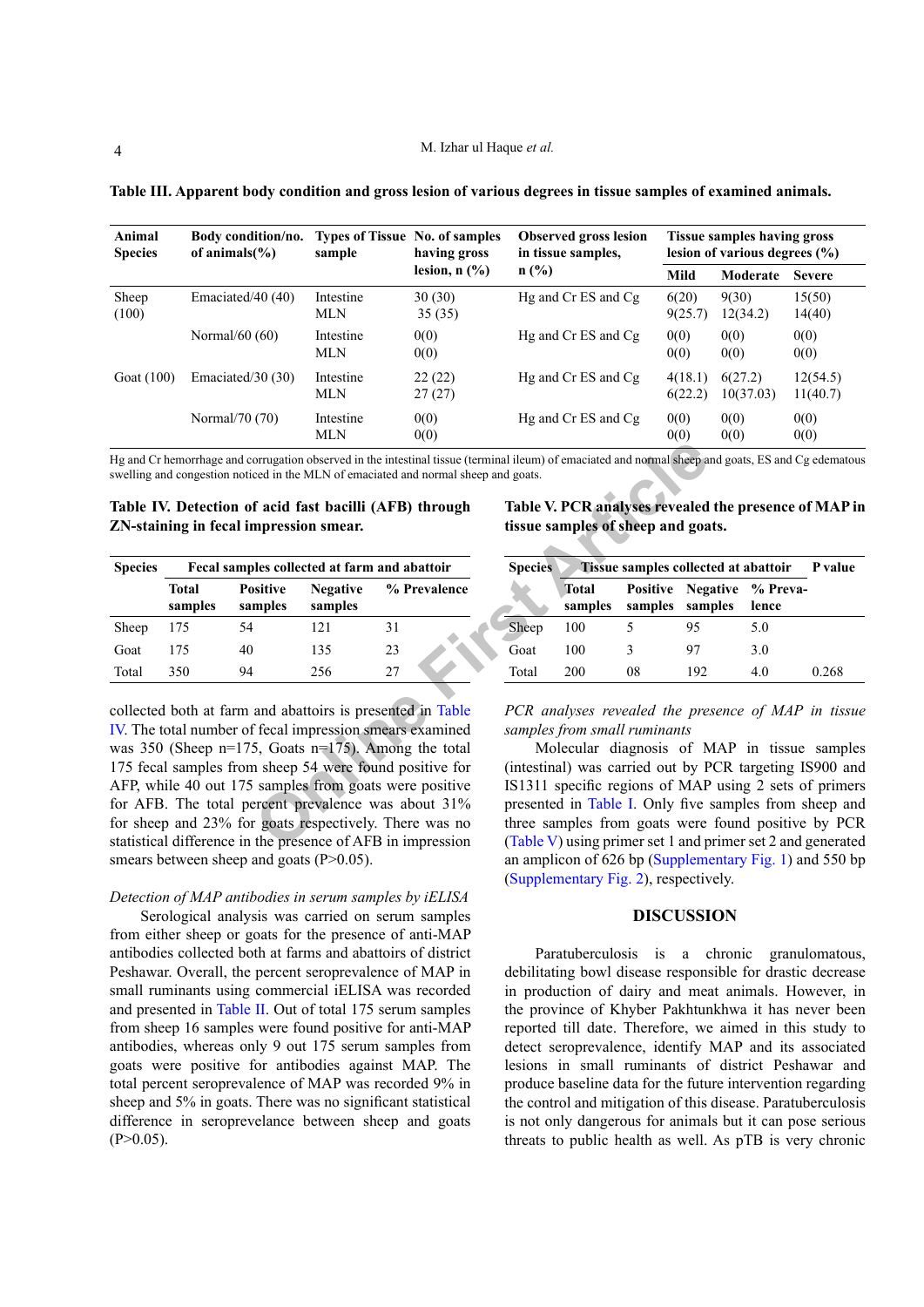**Table III. Apparent body condition and gross lesion of various degrees in tissue samples of examined animals.**

| Animal Species | Body condition/no. of animals(%) | Types of Tissue sample | No. of samples having gross lesion, n (%) | Observed gross lesion in tissue samples, n (%) | Tissue samples having gross lesion of various degrees (%) | | |
|---|---|---|---|---|---|---|---|
| | | | | | Mild | Moderate | Severe |
| Sheep (100) | Emaciated/40 (40) | Intestine<br>MLN | 30 (30)<br>35 (35) | Hg and Cr ES and Cg | 6(20)<br>9(25.7) | 9(30)<br>12(34.2) | 15(50)<br>14(40) |
| | Normal/60 (60) | Intestine<br>MLN | 0(0)<br>0(0) | Hg and Cr ES and Cg | 0(0)<br>0(0) | 0(0)<br>0(0) | 0(0)<br>0(0) |
| Goat (100) | Emaciated/30 (30) | Intestine<br>MLN | 22 (22)<br>27 (27) | Hg and Cr ES and Cg | 4(18.1)<br>6(22.2) | 6(27.2)<br>10(37.03) | 12(54.5)<br>11(40.7) |
| | Normal/70 (70) | Intestine<br>MLN | 0(0)<br>0(0) | Hg and Cr ES and Cg | 0(0)<br>0(0) | 0(0)<br>0(0) | 0(0)<br>0(0) |

Hg and Cr hemorrhage and corrugation observed in the intestinal tissue (terminal ileum) of emaciated and normal sheep and goats, ES and Cg edematous swelling and congestion noticed in the MLN of emaciated and normal sheep and goats.

**Table IV. Detection of acid fast bacilli (AFB) through ZN-staining in fecal impression smear.**

| Species | Fecal samples collected at farm and abattoir | | | |
|---|---|---|---|---|
| | Total samples | Positive samples | Negative samples | % Prevalence |
| Sheep | 175 | 54 | 121 | 31 |
| Goat | 175 | 40 | 135 | 23 |
| Total | 350 | 94 | 256 | 27 |

collected both at farm and abattoirs is presented in Table IV. The total number of fecal impression smears examined was 350 (Sheep n=175, Goats n=175). Among the total 175 fecal samples from sheep 54 were found positive for AFP, while 40 out 175 samples from goats were positive for AFB. The total percent prevalence was about 31% for sheep and 23% for goats respectively. There was no statistical difference in the presence of AFB in impression smears between sheep and goats (P>0.05).

*Detection of MAP antibodies in serum samples by iELISA*

Serological analysis was carried on serum samples from either sheep or goats for the presence of anti-MAP antibodies collected both at farms and abattoirs of district Peshawar. Overall, the percent seroprevalence of MAP in small ruminants using commercial iELISA was recorded and presented in Table II. Out of total 175 serum samples from sheep 16 samples were found positive for anti-MAP antibodies, whereas only 9 out 175 serum samples from goats were positive for antibodies against MAP. The total percent seroprevalence of MAP was recorded 9% in sheep and 5% in goats. There was no significant statistical difference in seroprevelance between sheep and goats (P>0.05).

**Table V. PCR analyses revealed the presence of MAP in tissue samples of sheep and goats.**

| Species | Tissue samples collected at abattoir | | | | P value |
|---|---|---|---|---|---|
| | Total samples | Positive samples | Negative samples | % Prevalence | |
| Sheep | 100 | 5 | 95 | 5.0 | |
| Goat | 100 | 3 | 97 | 3.0 | |
| Total | 200 | 08 | 192 | 4.0 | 0.268 |

*PCR analyses revealed the presence of MAP in tissue samples from small ruminants*

Molecular diagnosis of MAP in tissue samples (intestinal) was carried out by PCR targeting IS900 and IS1311 specific regions of MAP using 2 sets of primers presented in Table I. Only five samples from sheep and three samples from goats were found positive by PCR (Table V) using primer set 1 and primer set 2 and generated an amplicon of 626 bp (Supplementary Fig. 1) and 550 bp (Supplementary Fig. 2), respectively.

## DISCUSSION

Paratuberculosis is a chronic granulomatous, debilitating bowl disease responsible for drastic decrease in production of dairy and meat animals. However, in the province of Khyber Pakhtunkhwa it has never been reported till date. Therefore, we aimed in this study to detect seroprevalence, identify MAP and its associated lesions in small ruminants of district Peshawar and produce baseline data for the future intervention regarding the control and mitigation of this disease. Paratuberculosis is not only dangerous for animals but it can pose serious threats to public health as well. As pTB is very chronic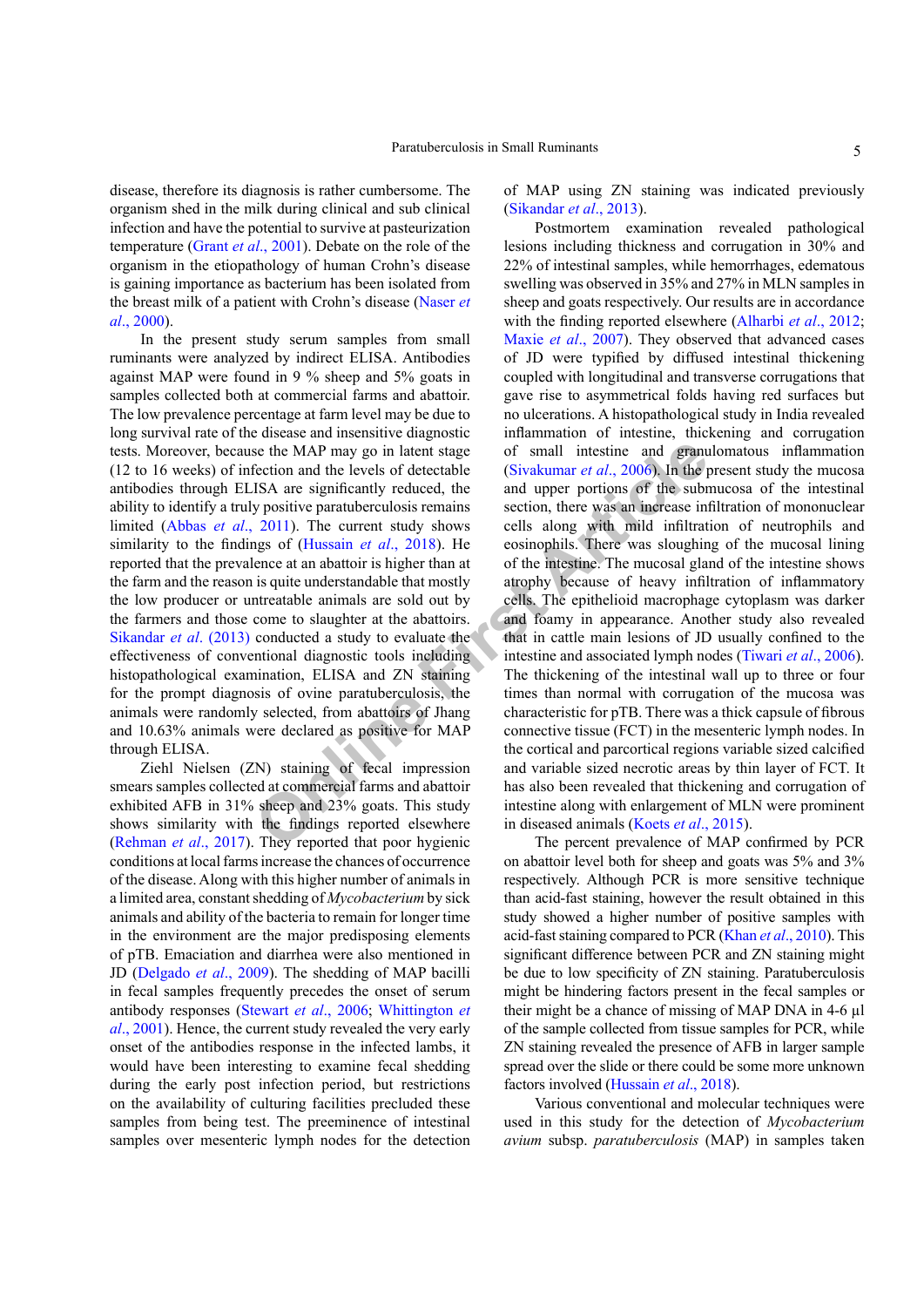disease, therefore its diagnosis is rather cumbersome. The organism shed in the milk during clinical and sub clinical infection and have the potential to survive at pasteurization temperature (Grant *et al*., 2001). Debate on the role of the organism in the etiopathology of human Crohn's disease is gaining importance as bacterium has been isolated from the breast milk of a patient with Crohn's disease (Naser *et al*., 2000).

In the present study serum samples from small ruminants were analyzed by indirect ELISA. Antibodies against MAP were found in 9 % sheep and 5% goats in samples collected both at commercial farms and abattoir. The low prevalence percentage at farm level may be due to long survival rate of the disease and insensitive diagnostic tests. Moreover, because the MAP may go in latent stage (12 to 16 weeks) of infection and the levels of detectable antibodies through ELISA are significantly reduced, the ability to identify a truly positive paratuberculosis remains limited (Abbas *et al*., 2011). The current study shows similarity to the findings of (Hussain *et al*., 2018). He reported that the prevalence at an abattoir is higher than at the farm and the reason is quite understandable that mostly the low producer or untreatable animals are sold out by the farmers and those come to slaughter at the abattoirs. Sikandar *et al*. (2013) conducted a study to evaluate the effectiveness of conventional diagnostic tools including histopathological examination, ELISA and ZN staining for the prompt diagnosis of ovine paratuberculosis, the animals were randomly selected, from abattoirs of Jhang and 10.63% animals were declared as positive for MAP through ELISA.

Ziehl Nielsen (ZN) staining of fecal impression smears samples collected at commercial farms and abattoir exhibited AFB in 31% sheep and 23% goats. This study shows similarity with the findings reported elsewhere (Rehman *et al*., 2017). They reported that poor hygienic conditions at local farms increase the chances of occurrence of the disease. Along with this higher number of animals in a limited area, constant shedding of *Mycobacterium* by sick animals and ability of the bacteria to remain for longer time in the environment are the major predisposing elements of pTB. Emaciation and diarrhea were also mentioned in JD (Delgado *et al*., 2009). The shedding of MAP bacilli in fecal samples frequently precedes the onset of serum antibody responses (Stewart *et al*., 2006; Whittington *et al*., 2001). Hence, the current study revealed the very early onset of the antibodies response in the infected lambs, it would have been interesting to examine fecal shedding during the early post infection period, but restrictions on the availability of culturing facilities precluded these samples from being test. The preeminence of intestinal samples over mesenteric lymph nodes for the detection of MAP using ZN staining was indicated previously (Sikandar *et al*., 2013).

Postmortem examination revealed pathological lesions including thickness and corrugation in 30% and 22% of intestinal samples, while hemorrhages, edematous swelling was observed in 35% and 27% in MLN samples in sheep and goats respectively. Our results are in accordance with the finding reported elsewhere (Alharbi *et al*., 2012; Maxie *et al*., 2007). They observed that advanced cases of JD were typified by diffused intestinal thickening coupled with longitudinal and transverse corrugations that gave rise to asymmetrical folds having red surfaces but no ulcerations. A histopathological study in India revealed inflammation of intestine, thickening and corrugation of small intestine and granulomatous inflammation (Sivakumar *et al*., 2006). In the present study the mucosa and upper portions of the submucosa of the intestinal section, there was an increase infiltration of mononuclear cells along with mild infiltration of neutrophils and eosinophils. There was sloughing of the mucosal lining of the intestine. The mucosal gland of the intestine shows atrophy because of heavy infiltration of inflammatory cells. The epithelioid macrophage cytoplasm was darker and foamy in appearance. Another study also revealed that in cattle main lesions of JD usually confined to the intestine and associated lymph nodes (Tiwari *et al*., 2006). The thickening of the intestinal wall up to three or four times than normal with corrugation of the mucosa was characteristic for pTB. There was a thick capsule of fibrous connective tissue (FCT) in the mesenteric lymph nodes. In the cortical and parcortical regions variable sized calcified and variable sized necrotic areas by thin layer of FCT. It has also been revealed that thickening and corrugation of intestine along with enlargement of MLN were prominent in diseased animals (Koets *et al*., 2015).

The percent prevalence of MAP confirmed by PCR on abattoir level both for sheep and goats was 5% and 3% respectively. Although PCR is more sensitive technique than acid-fast staining, however the result obtained in this study showed a higher number of positive samples with acid-fast staining compared to PCR (Khan *et al*., 2010). This significant difference between PCR and ZN staining might be due to low specificity of ZN staining. Paratuberculosis might be hindering factors present in the fecal samples or their might be a chance of missing of MAP DNA in 4-6 µl of the sample collected from tissue samples for PCR, while ZN staining revealed the presence of AFB in larger sample spread over the slide or there could be some more unknown factors involved (Hussain *et al*., 2018).

Various conventional and molecular techniques were used in this study for the detection of *Mycobacterium avium* subsp. *paratuberculosis* (MAP) in samples taken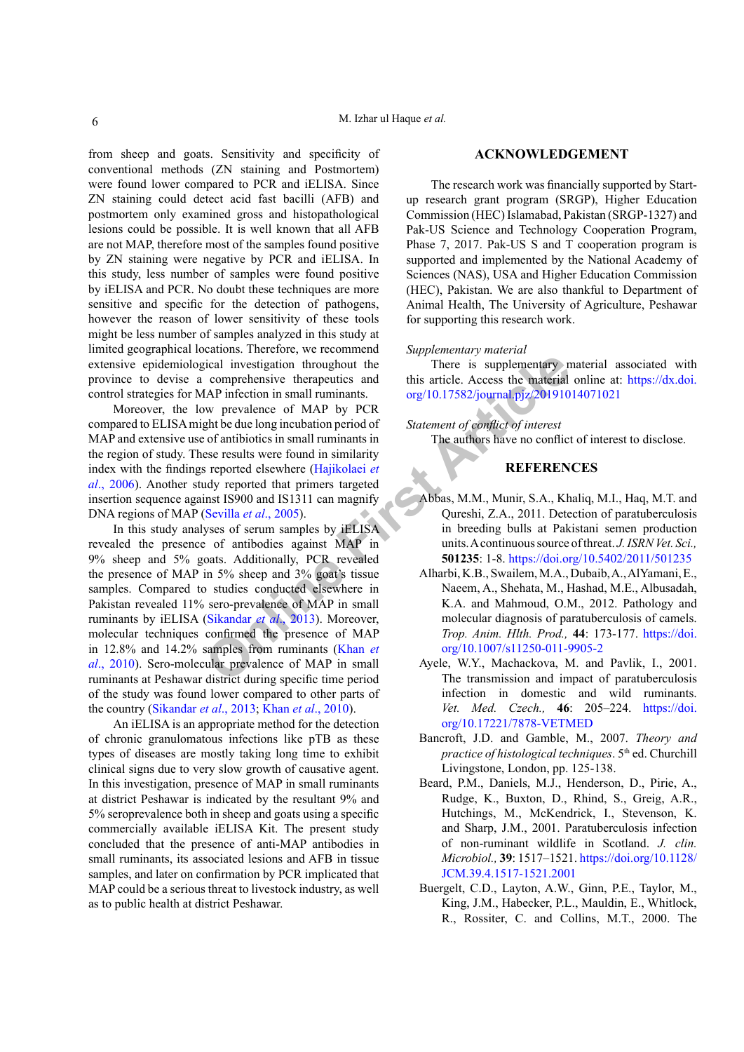from sheep and goats. Sensitivity and specificity of conventional methods (ZN staining and Postmortem) were found lower compared to PCR and iELISA. Since ZN staining could detect acid fast bacilli (AFB) and postmortem only examined gross and histopathological lesions could be possible. It is well known that all AFB are not MAP, therefore most of the samples found positive by ZN staining were negative by PCR and iELISA. In this study, less number of samples were found positive by iELISA and PCR. No doubt these techniques are more sensitive and specific for the detection of pathogens, however the reason of lower sensitivity of these tools might be less number of samples analyzed in this study at limited geographical locations. Therefore, we recommend extensive epidemiological investigation throughout the province to devise a comprehensive therapeutics and control strategies for MAP infection in small ruminants.

Moreover, the low prevalence of MAP by PCR compared to ELISA might be due long incubation period of MAP and extensive use of antibiotics in small ruminants in the region of study. These results were found in similarity index with the findings reported elsewhere (Hajikolaei *et al*., 2006). Another study reported that primers targeted insertion sequence against IS900 and IS1311 can magnify DNA regions of MAP (Sevilla *et al*., 2005).

In this study analyses of serum samples by iELISA revealed the presence of antibodies against MAP in 9% sheep and 5% goats. Additionally, PCR revealed the presence of MAP in 5% sheep and 3% goat's tissue samples. Compared to studies conducted elsewhere in Pakistan revealed 11% sero-prevalence of MAP in small ruminants by iELISA (Sikandar *et al*., 2013). Moreover, molecular techniques confirmed the presence of MAP in 12.8% and 14.2% samples from ruminants (Khan *et al*., 2010). Sero-molecular prevalence of MAP in small ruminants at Peshawar district during specific time period of the study was found lower compared to other parts of the country (Sikandar *et al*., 2013; Khan *et al*., 2010).

An iELISA is an appropriate method for the detection of chronic granulomatous infections like pTB as these types of diseases are mostly taking long time to exhibit clinical signs due to very slow growth of causative agent. In this investigation, presence of MAP in small ruminants at district Peshawar is indicated by the resultant 9% and 5% seroprevalence both in sheep and goats using a specific commercially available iELISA Kit. The present study concluded that the presence of anti-MAP antibodies in small ruminants, its associated lesions and AFB in tissue samples, and later on confirmation by PCR implicated that MAP could be a serious threat to livestock industry, as well as to public health at district Peshawar.

## ACKNOWLEDGEMENT

The research work was financially supported by Start-up research grant program (SRGP), Higher Education Commission (HEC) Islamabad, Pakistan (SRGP-1327) and Pak-US Science and Technology Cooperation Program, Phase 7, 2017. Pak-US S and T cooperation program is supported and implemented by the National Academy of Sciences (NAS), USA and Higher Education Commission (HEC), Pakistan. We are also thankful to Department of Animal Health, The University of Agriculture, Peshawar for supporting this research work.

*Supplementary material*

There is supplementary material associated with this article. Access the material online at: https://dx.doi.org/10.17582/journal.pjz/20191014071021

*Statement of conflict of interest*

The authors have no conflict of interest to disclose.

## REFERENCES

Abbas, M.M., Munir, S.A., Khaliq, M.I., Haq, M.T. and Qureshi, Z.A., 2011. Detection of paratuberculosis in breeding bulls at Pakistani semen production units. A continuous source of threat. *J. ISRN Vet. Sci.,* **501235**: 1-8. https://doi.org/10.5402/2011/501235

Alharbi, K.B., Swailem, M.A., Dubaib, A., AlYamani, E., Naeem, A., Shehata, M., Hashad, M.E., Albusadah, K.A. and Mahmoud, O.M., 2012. Pathology and molecular diagnosis of paratuberculosis of camels. *Trop. Anim. Hlth. Prod.,* **44**: 173-177. https://doi.org/10.1007/s11250-011-9905-2

Ayele, W.Y., Machackova, M. and Pavlik, I., 2001. The transmission and impact of paratuberculosis infection in domestic and wild ruminants. *Vet. Med. Czech.,* **46**: 205–224. https://doi.org/10.17221/7878-VETMED

Bancroft, J.D. and Gamble, M., 2007. *Theory and practice of histological techniques*. 5th ed. Churchill Livingstone, London, pp. 125-138.

Beard, P.M., Daniels, M.J., Henderson, D., Pirie, A., Rudge, K., Buxton, D., Rhind, S., Greig, A.R., Hutchings, M., McKendrick, I., Stevenson, K. and Sharp, J.M., 2001. Paratuberculosis infection of non-ruminant wildlife in Scotland. *J. clin. Microbiol.,* **39**: 1517–1521. https://doi.org/10.1128/JCM.39.4.1517-1521.2001

Buergelt, C.D., Layton, A.W., Ginn, P.E., Taylor, M., King, J.M., Habecker, P.L., Mauldin, E., Whitlock, R., Rossiter, C. and Collins, M.T., 2000. The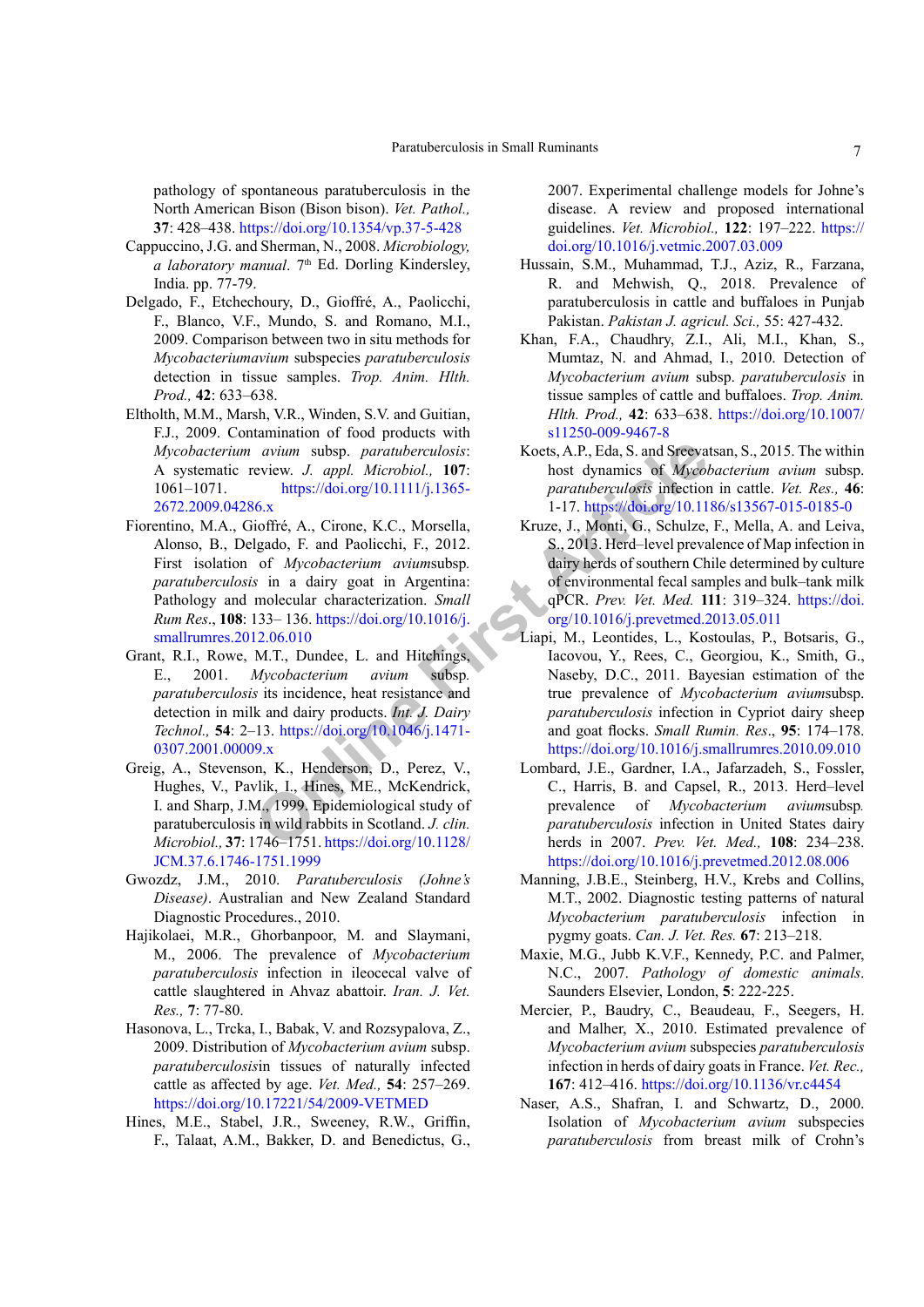pathology of spontaneous paratuberculosis in the North American Bison (Bison bison). *Vet. Pathol.,* **37**: 428–438. https://doi.org/10.1354/vp.37-5-428

Cappuccino, J.G. and Sherman, N., 2008. *Microbiology, a laboratory manual*. 7th Ed. Dorling Kindersley, India. pp. 77-79.

Delgado, F., Etchechoury, D., Gioffré, A., Paolicchi, F., Blanco, V.F., Mundo, S. and Romano, M.I., 2009. Comparison between two in situ methods for *Mycobacteriumavium* subspecies *paratuberculosis* detection in tissue samples. *Trop. Anim. Hlth. Prod.,* **42**: 633–638.

Eltholth, M.M., Marsh, V.R., Winden, S.V. and Guitian, F.J., 2009. Contamination of food products with *Mycobacterium avium* subsp. *paratuberculosis*: A systematic review. *J. appl. Microbiol.,* **107**: 1061–1071. https://doi.org/10.1111/j.1365-2672.2009.04286.x

Fiorentino, M.A., Gioffré, A., Cirone, K.C., Morsella, Alonso, B., Delgado, F. and Paolicchi, F., 2012. First isolation of *Mycobacterium avium*subsp. *paratuberculosis* in a dairy goat in Argentina: Pathology and molecular characterization. *Small Rum Res*., **108**: 133– 136. https://doi.org/10.1016/j.smallrumres.2012.06.010

Grant, R.I., Rowe, M.T., Dundee, L. and Hitchings, E., 2001. *Mycobacterium avium* subsp. *paratuberculosis* its incidence, heat resistance and detection in milk and dairy products. *Int. J. Dairy Technol.,* **54**: 2–13. https://doi.org/10.1046/j.1471-0307.2001.00009.x

Greig, A., Stevenson, K., Henderson, D., Perez, V., Hughes, V., Pavlik, I., Hines, ME., McKendrick, I. and Sharp, J.M., 1999. Epidemiological study of paratuberculosis in wild rabbits in Scotland. *J. clin. Microbiol.,* **37**: 1746–1751. https://doi.org/10.1128/JCM.37.6.1746-1751.1999

Gwozdz, J.M., 2010. *Paratuberculosis (Johne's Disease)*. Australian and New Zealand Standard Diagnostic Procedures., 2010.

Hajikolaei, M.R., Ghorbanpoor, M. and Slaymani, M., 2006. The prevalence of *Mycobacterium paratuberculosis* infection in ileocecal valve of cattle slaughtered in Ahvaz abattoir. *Iran. J. Vet. Res.,* **7**: 77-80.

Hasonova, L., Trcka, I., Babak, V. and Rozsypalova, Z., 2009. Distribution of *Mycobacterium avium* subsp. *paratuberculosis*in tissues of naturally infected cattle as affected by age. *Vet. Med.,* **54**: 257–269. https://doi.org/10.17221/54/2009-VETMED

Hines, M.E., Stabel, J.R., Sweeney, R.W., Griffin, F., Talaat, A.M., Bakker, D. and Benedictus, G., 2007. Experimental challenge models for Johne's disease. A review and proposed international guidelines. *Vet. Microbiol.,* **122**: 197–222. https://doi.org/10.1016/j.vetmic.2007.03.009

Hussain, S.M., Muhammad, T.J., Aziz, R., Farzana, R. and Mehwish, Q., 2018. Prevalence of paratuberculosis in cattle and buffaloes in Punjab Pakistan. *Pakistan J. agricul. Sci.,* 55: 427-432.

Khan, F.A., Chaudhry, Z.I., Ali, M.I., Khan, S., Mumtaz, N. and Ahmad, I., 2010. Detection of *Mycobacterium avium* subsp. *paratuberculosis* in tissue samples of cattle and buffaloes. *Trop. Anim. Hlth. Prod.,* **42**: 633–638. https://doi.org/10.1007/s11250-009-9467-8

Koets, A.P., Eda, S. and Sreevatsan, S., 2015. The within host dynamics of *Mycobacterium avium* subsp. *paratuberculosis* infection in cattle. *Vet. Res.,* **46**: 1-17. https://doi.org/10.1186/s13567-015-0185-0

Kruze, J., Monti, G., Schulze, F., Mella, A. and Leiva, S., 2013. Herd–level prevalence of Map infection in dairy herds of southern Chile determined by culture of environmental fecal samples and bulk–tank milk qPCR. *Prev. Vet. Med.* **111**: 319–324. https://doi.org/10.1016/j.prevetmed.2013.05.011

Liapi, M., Leontides, L., Kostoulas, P., Botsaris, G., Iacovou, Y., Rees, C., Georgiou, K., Smith, G., Naseby, D.C., 2011. Bayesian estimation of the true prevalence of *Mycobacterium avium*subsp. *paratuberculosis* infection in Cypriot dairy sheep and goat flocks. *Small Rumin. Res*., **95**: 174–178. https://doi.org/10.1016/j.smallrumres.2010.09.010

Lombard, J.E., Gardner, I.A., Jafarzadeh, S., Fossler, C., Harris, B. and Capsel, R., 2013. Herd–level prevalence of *Mycobacterium avium*subsp. *paratuberculosis* infection in United States dairy herds in 2007. *Prev. Vet. Med.,* **108**: 234–238. https://doi.org/10.1016/j.prevetmed.2012.08.006

Manning, J.B.E., Steinberg, H.V., Krebs and Collins, M.T., 2002. Diagnostic testing patterns of natural *Mycobacterium paratuberculosis* infection in pygmy goats. *Can. J. Vet. Res.* **67**: 213–218.

Maxie, M.G., Jubb K.V.F., Kennedy, P.C. and Palmer, N.C., 2007. *Pathology of domestic animals*. Saunders Elsevier, London, **5**: 222-225.

Mercier, P., Baudry, C., Beaudeau, F., Seegers, H. and Malher, X., 2010. Estimated prevalence of *Mycobacterium avium* subspecies *paratuberculosis* infection in herds of dairy goats in France. *Vet. Rec.,* **167**: 412–416. https://doi.org/10.1136/vr.c4454

Naser, A.S., Shafran, I. and Schwartz, D., 2000. Isolation of *Mycobacterium avium* subspecies *paratuberculosis* from breast milk of Crohn's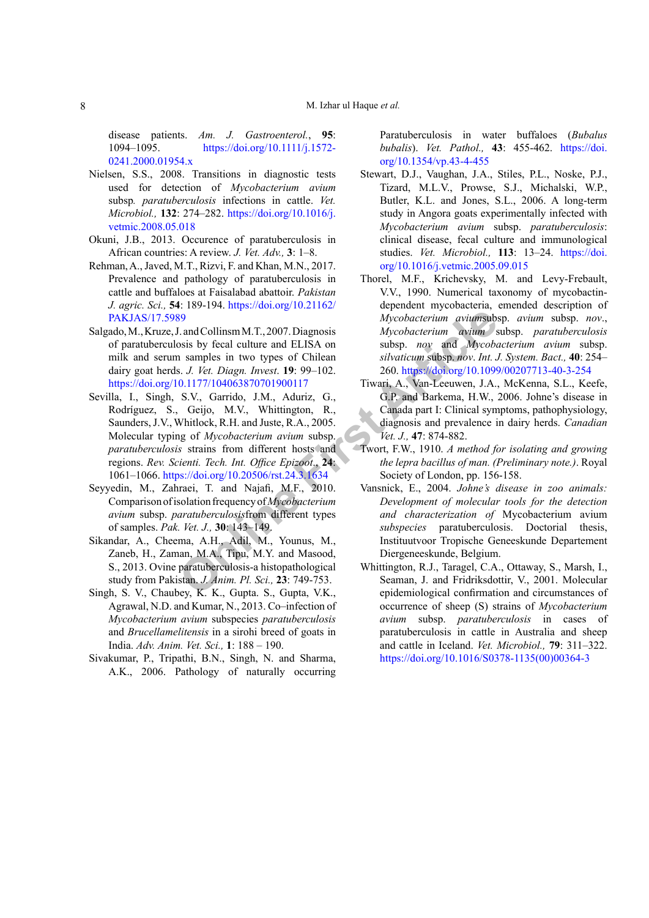disease patients. *Am. J. Gastroenterol.*, **95**: 1094–1095. https://doi.org/10.1111/j.1572-0241.2000.01954.x

Nielsen, S.S., 2008. Transitions in diagnostic tests used for detection of *Mycobacterium avium* subsp*. paratuberculosis* infections in cattle. *Vet. Microbiol.,* **132**: 274–282. https://doi.org/10.1016/j.vetmic.2008.05.018

Okuni, J.B., 2013. Occurence of paratuberculosis in African countries: A review. *J. Vet. Adv.,* **3**: 1–8.

Rehman, A., Javed, M.T., Rizvi, F. and Khan, M.N., 2017. Prevalence and pathology of paratuberculosis in cattle and buffaloes at Faisalabad abattoir. *Pakistan J. agric. Sci.,* **54**: 189-194. https://doi.org/10.21162/PAKJAS/17.5989

Salgado, M., Kruze, J. and Collinsm M.T., 2007. Diagnosis of paratuberculosis by fecal culture and ELISA on milk and serum samples in two types of Chilean dairy goat herds. *J. Vet. Diagn. Invest*. **19**: 99–102. https://doi.org/10.1177/104063870701900117

Sevilla, I., Singh, S.V., Garrido, J.M., Aduriz, G., Rodríguez, S., Geijo, M.V., Whittington, R., Saunders, J.V., Whitlock, R.H. and Juste, R.A., 2005. Molecular typing of *Mycobacterium avium* subsp. *paratuberculosis* strains from different hosts and regions. *Rev. Scienti. Tech. Int. Office Epizoot*., **24**: 1061–1066. https://doi.org/10.20506/rst.24.3.1634

Seyyedin, M., Zahraei, T. and Najafi, M.F., 2010. Comparison of isolation frequency of *Mycobacterium avium* subsp. *paratuberculosis*from different types of samples. *Pak. Vet. J.,* **30**: 143–149.

Sikandar, A., Cheema, A.H., Adil, M., Younus, M., Zaneb, H., Zaman, M.A., Tipu, M.Y. and Masood, S., 2013. Ovine paratuberculosis-a histopathological study from Pakistan. *J. Anim. Pl. Sci.,* **23**: 749-753.

Singh, S. V., Chaubey, K. K., Gupta. S., Gupta, V.K., Agrawal, N.D. and Kumar, N., 2013. Co–infection of *Mycobacterium avium* subspecies *paratuberculosis* and *Brucellamelitensis* in a sirohi breed of goats in India. *Adv. Anim. Vet. Sci.,* **1**: 188 – 190.

Sivakumar, P., Tripathi, B.N., Singh, N. and Sharma, A.K., 2006. Pathology of naturally occurring Paratuberculosis in water buffaloes (*Bubalus bubalis*). *Vet. Pathol.,* **43**: 455-462. https://doi.org/10.1354/vp.43-4-455

Stewart, D.J., Vaughan, J.A., Stiles, P.L., Noske, P.J., Tizard, M.L.V., Prowse, S.J., Michalski, W.P., Butler, K.L. and Jones, S.L., 2006. A long-term study in Angora goats experimentally infected with *Mycobacterium avium* subsp. *paratuberculosis*: clinical disease, fecal culture and immunological studies. *Vet. Microbiol.,* **113**: 13–24. https://doi.org/10.1016/j.vetmic.2005.09.015

Thorel, M.F., Krichevsky, M. and Levy-Frebault, V.V., 1990. Numerical taxonomy of mycobactin-dependent mycobacteria, emended description of *Mycobacterium avium*subsp. *avium* subsp. *nov*., *Mycobacterium avium* subsp. *paratuberculosis* subsp. *nov* and *Mycobacterium avium* subsp. *silvaticum* subsp. *nov*. *Int. J. System. Bact.,* **40**: 254–260. https://doi.org/10.1099/00207713-40-3-254

Tiwari, A., Van-Leeuwen, J.A., McKenna, S.L., Keefe, G.P. and Barkema, H.W., 2006. Johne's disease in Canada part I: Clinical symptoms, pathophysiology, diagnosis and prevalence in dairy herds. *Canadian Vet. J.,* **47**: 874-882.

Twort, F.W., 1910. *A method for isolating and growing the lepra bacillus of man. (Preliminary note.)*. Royal Society of London, pp. 156-158.

Vansnick, E., 2004. *Johne's disease in zoo animals: Development of molecular tools for the detection and characterization of* Mycobacterium avium *subspecies* paratuberculosis. Doctorial thesis, Instituutvoor Tropische Geneeskunde Departement Diergeneeskunde, Belgium.

Whittington, R.J., Taragel, C.A., Ottaway, S., Marsh, I., Seaman, J. and Fridriksdottir, V., 2001. Molecular epidemiological confirmation and circumstances of occurrence of sheep (S) strains of *Mycobacterium avium* subsp. *paratuberculosis* in cases of paratuberculosis in cattle in Australia and sheep and cattle in Iceland. *Vet. Microbiol.,* **79**: 311–322. https://doi.org/10.1016/S0378-1135(00)00364-3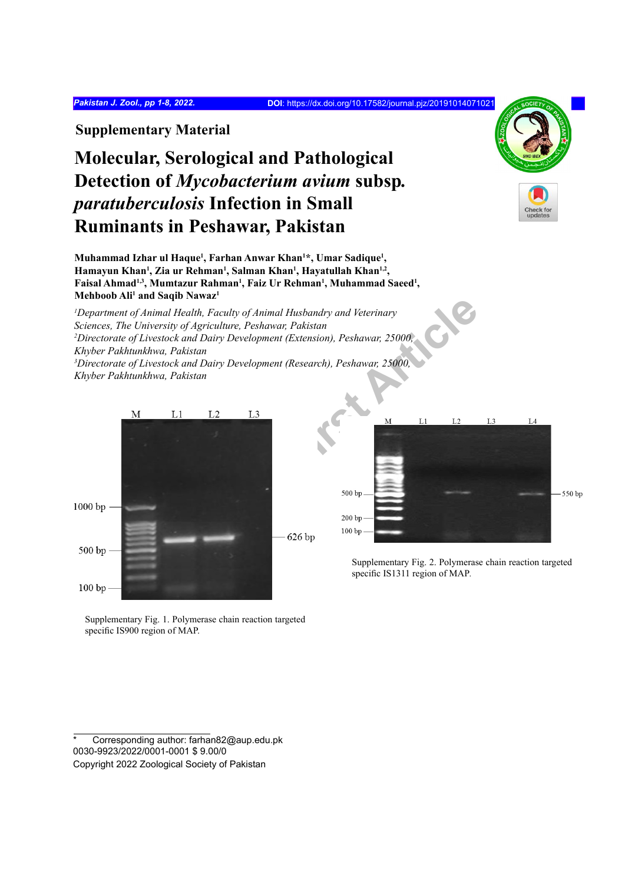## Supplementary Material

# Molecular, Serological and Pathological Detection of *Mycobacterium avium* subsp. *paratuberculosis* Infection in Small Ruminants in Peshawar, Pakistan

**Muhammad Izhar ul Haque[1], Farhan Anwar Khan[1]\*, Umar Sadique[1], Hamayun Khan[1], Zia ur Rehman[1], Salman Khan[1], Hayatullah Khan[1,2], Faisal Ahmad[1,3], Mumtazur Rahman[1], Faiz Ur Rehman[1], Muhammad Saeed[1], Mehboob Ali[1] and Saqib Nawaz[1]**

*[1]Department of Animal Health, Faculty of Animal Husbandry and Veterinary Sciences, The University of Agriculture, Peshawar, Pakistan*
*[2]Directorate of Livestock and Dairy Development (Extension), Peshawar, 25000, Khyber Pakhtunkhwa, Pakistan*
*[3]Directorate of Livestock and Dairy Development (Research), Peshawar, 25000, Khyber Pakhtunkhwa, Pakistan*

M
L1
L2
L3
1000 bp
500 bp
100 bp
626 bp

Supplementary Fig. 1. Polymerase chain reaction targeted specific IS900 region of MAP.

M
L1
L2
L3
L4
500 bp
200 bp
100 bp
550 bp

Supplementary Fig. 2. Polymerase chain reaction targeted specific IS1311 region of MAP.

\* Corresponding author: farhan82@aup.edu.pk
0030-9923/2022/0001-0001 $ 9.00/0
Copyright 2022 Zoological Society of Pakistan